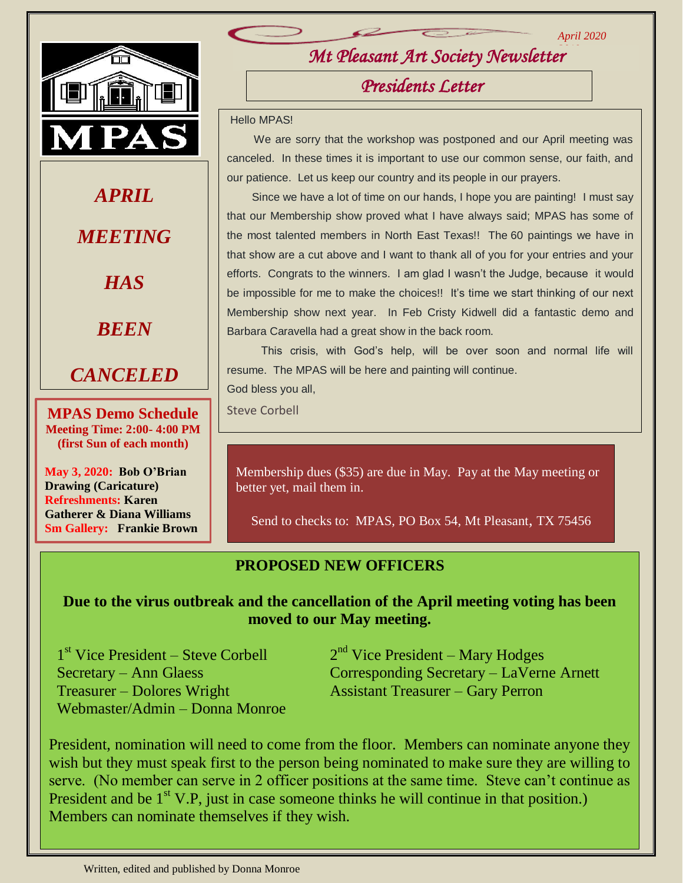April 2020

# Mt Pleasant Art Society Newsletter

## Presidents Letter

Hello MPAS!

We are sorry that the workshop was postponed and our April meeting was canceled. In these times it is important to use our common sense, our faith, and our patience. Let us keep our country and its people in our prayers.

Since we have a lot of time on our hands, I hope you are painting! I must say that our Membership show proved what I have always said; MPAS has some of the most talented members in North East Texas!! The 60 paintings we have in that show are a cut above and I want to thank all of you for your entries and your efforts. Congrats to the winners. I am glad I wasn't the Judge, because it would be impossible for me to make the choices!! It's time we start thinking of our next Membership show next year. In Feb Cristy Kidwell did a fantastic demo and Barbara Caravella had a great show in the back room.

This crisis, with God's help, will be over soon and normal life will resume. The MPAS will be here and painting will continue.

God bless you all,

Steve Corbell

MPAS

***APRIL MEETING HAS BEEN CANCELED***

**MPAS Demo Schedule**
**Meeting Time: 2:00- 4:00 PM (first Sun of each month)**

**May 3, 2020: Bob O'Brian Drawing (Caricature)**
**Refreshments: Karen Gatherer & Diana Williams**
**Sm Gallery: Frankie Brown**

Membership dues ($35) are due in May. Pay at the May meeting or better yet, mail them in.

Send to checks to: MPAS, PO Box 54, Mt Pleasant, TX 75456

## PROPOSED NEW OFFICERS

**Due to the virus outbreak and the cancellation of the April meeting voting has been moved to our May meeting.**

1st Vice President – Steve Corbell
2nd Vice President – Mary Hodges
Secretary – Ann Glaess
Corresponding Secretary – LaVerne Arnett
Treasurer – Dolores Wright
Assistant Treasurer – Gary Perron
Webmaster/Admin – Donna Monroe

President, nomination will need to come from the floor. Members can nominate anyone they wish but they must speak first to the person being nominated to make sure they are willing to serve. (No member can serve in 2 officer positions at the same time. Steve can't continue as President and be 1st V.P, just in case someone thinks he will continue in that position.) Members can nominate themselves if they wish.

Written, edited and published by Donna Monroe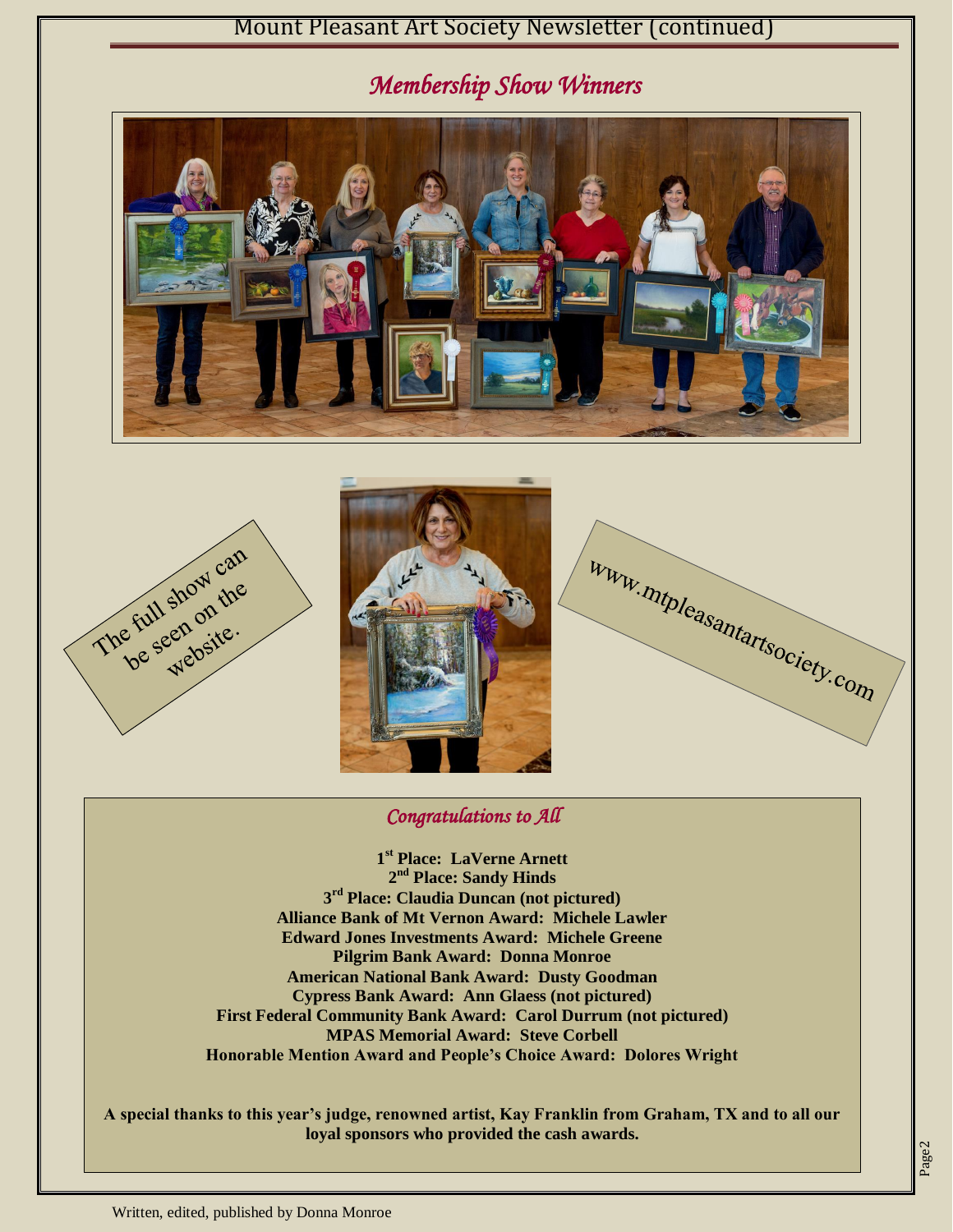## *Membership Show Winners*

The full show can be seen on the website.

www.mtpleasantartsociety.com

### *Congratulations to All*

**1st Place: LaVerne Arnett**
**2nd Place: Sandy Hinds**
**3rd Place: Claudia Duncan (not pictured)**
**Alliance Bank of Mt Vernon Award: Michele Lawler**
**Edward Jones Investments Award: Michele Greene**
**Pilgrim Bank Award: Donna Monroe**
**American National Bank Award: Dusty Goodman**
**Cypress Bank Award: Ann Glaess (not pictured)**
**First Federal Community Bank Award: Carol Durrum (not pictured)**
**MPAS Memorial Award: Steve Corbell**
**Honorable Mention Award and People's Choice Award: Dolores Wright**

**A special thanks to this year's judge, renowned artist, Kay Franklin from Graham, TX and to all our loyal sponsors who provided the cash awards.**

Written, edited, published by Donna Monroe